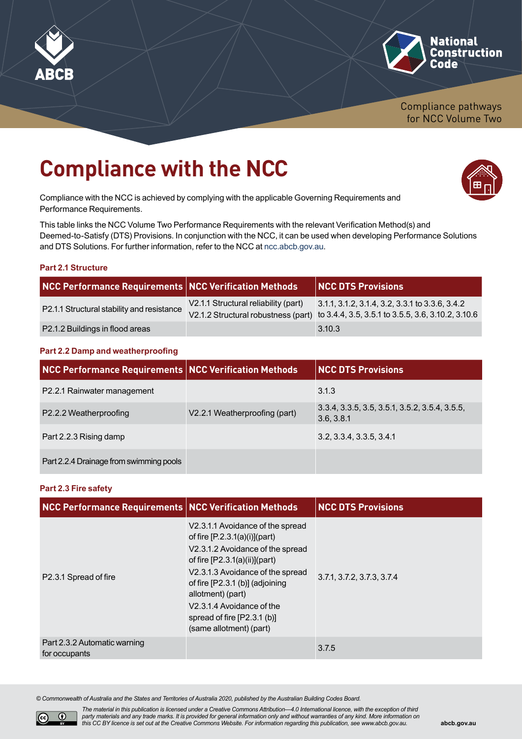ABCB

National Construction Code

Compliance pathways for NCC Volume Two

# Compliance with the NCC

Compliance with the NCC is achieved by complying with the applicable Governing Requirements and Performance Requirements.

This table links the NCC Volume Two Performance Requirements with the relevant Verification Method(s) and Deemed-to-Satisfy (DTS) Provisions. In conjunction with the NCC, it can be used when developing Performance Solutions and DTS Solutions. For further information, refer to the NCC at ncc.abcb.gov.au.

### Part 2.1 Structure

| NCC Performance Requirements | NCC Verification Methods | NCC DTS Provisions |
|---|---|---|
| P2.1.1 Structural stability and resistance | V2.1.1 Structural reliability (part)<br>V2.1.2 Structural robustness (part) | 3.1.1, 3.1.2, 3.1.4, 3.2, 3.3.1 to 3.3.6, 3.4.2 to 3.4.4, 3.5, 3.5.1 to 3.5.5, 3.6, 3.10.2, 3.10.6 |
| P2.1.2 Buildings in flood areas | | 3.10.3 |

### Part 2.2 Damp and weatherproofing

| NCC Performance Requirements | NCC Verification Methods | NCC DTS Provisions |
|---|---|---|
| P2.2.1 Rainwater management | | 3.1.3 |
| P2.2.2 Weatherproofing | V2.2.1 Weatherproofing (part) | 3.3.4, 3.3.5, 3.5, 3.5.1, 3.5.2, 3.5.4, 3.5.5, 3.6, 3.8.1 |
| Part 2.2.3 Rising damp | | 3.2, 3.3.4, 3.3.5, 3.4.1 |
| Part 2.2.4 Drainage from swimming pools | | |

### Part 2.3 Fire safety

| NCC Performance Requirements | NCC Verification Methods | NCC DTS Provisions |
|---|---|---|
| P2.3.1 Spread of fire | V2.3.1.1 Avoidance of the spread of fire [P.2.3.1(a)(i)](part)<br>V2.3.1.2 Avoidance of the spread of fire [P2.3.1(a)(ii)](part)<br>V2.3.1.3 Avoidance of the spread of fire [P2.3.1 (b)] (adjoining allotment) (part)<br>V2.3.1.4 Avoidance of the spread of fire [P2.3.1 (b)] (same allotment) (part) | 3.7.1, 3.7.2, 3.7.3, 3.7.4 |
| Part 2.3.2 Automatic warning for occupants | | 3.7.5 |

*© Commonwealth of Australia and the States and Territories of Australia 2020, published by the Australian Building Codes Board.*

*The material in this publication is licensed under a Creative Commons Attribution—4.0 International licence, with the exception of third party materials and any trade marks. It is provided for general information only and without warranties of any kind. More information on this CC BY licence is set out at the Creative Commons Website. For information regarding this publication, see www.abcb.gov.au.*

abcb.gov.au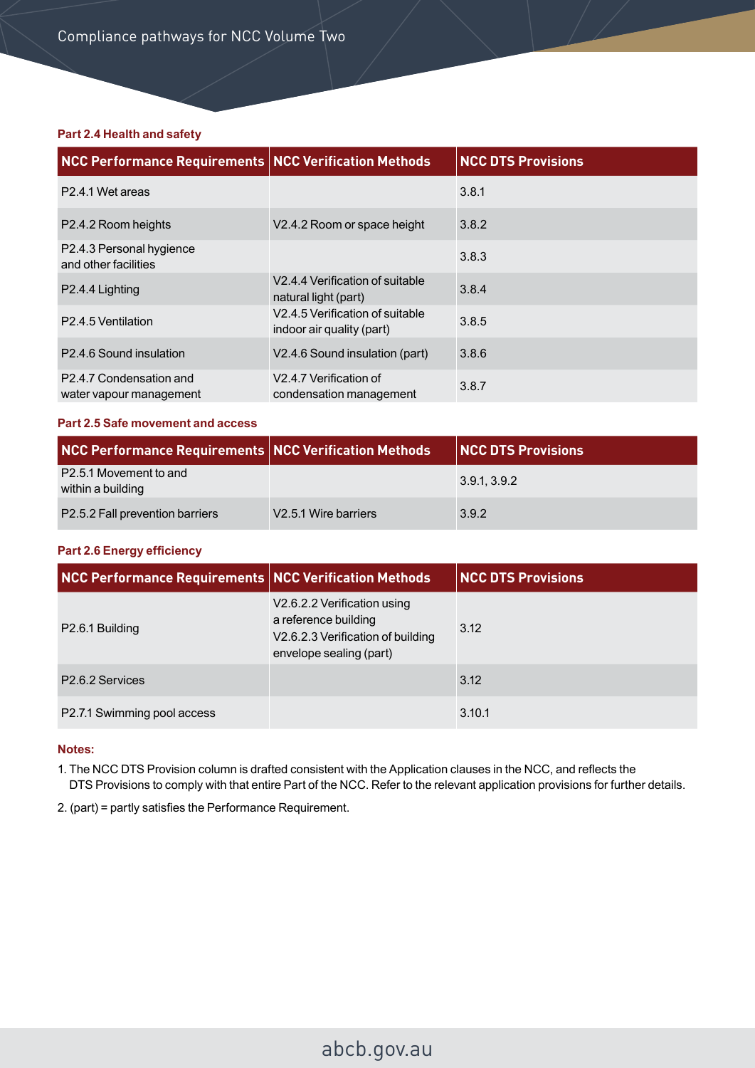### Part 2.4 Health and safety

| NCC Performance Requirements | NCC Verification Methods | NCC DTS Provisions |
|---|---|---|
| P2.4.1 Wet areas | | 3.8.1 |
| P2.4.2 Room heights | V2.4.2 Room or space height | 3.8.2 |
| P2.4.3 Personal hygiene and other facilities | | 3.8.3 |
| P2.4.4 Lighting | V2.4.4 Verification of suitable natural light (part) | 3.8.4 |
| P2.4.5 Ventilation | V2.4.5 Verification of suitable indoor air quality (part) | 3.8.5 |
| P2.4.6 Sound insulation | V2.4.6 Sound insulation (part) | 3.8.6 |
| P2.4.7 Condensation and water vapour management | V2.4.7 Verification of condensation management | 3.8.7 |

### Part 2.5 Safe movement and access

| NCC Performance Requirements | NCC Verification Methods | NCC DTS Provisions |
|---|---|---|
| P2.5.1 Movement to and within a building | | 3.9.1, 3.9.2 |
| P2.5.2 Fall prevention barriers | V2.5.1 Wire barriers | 3.9.2 |

### Part 2.6 Energy efficiency

| NCC Performance Requirements | NCC Verification Methods | NCC DTS Provisions |
|---|---|---|
| P2.6.1 Building | V2.6.2.2 Verification using a reference building<br>V2.6.2.3 Verification of building envelope sealing (part) | 3.12 |
| P2.6.2 Services | | 3.12 |
| P2.7.1 Swimming pool access | | 3.10.1 |

**Notes:**

1. The NCC DTS Provision column is drafted consistent with the Application clauses in the NCC, and reflects the DTS Provisions to comply with that entire Part of the NCC. Refer to the relevant application provisions for further details.
2. (part) = partly satisfies the Performance Requirement.